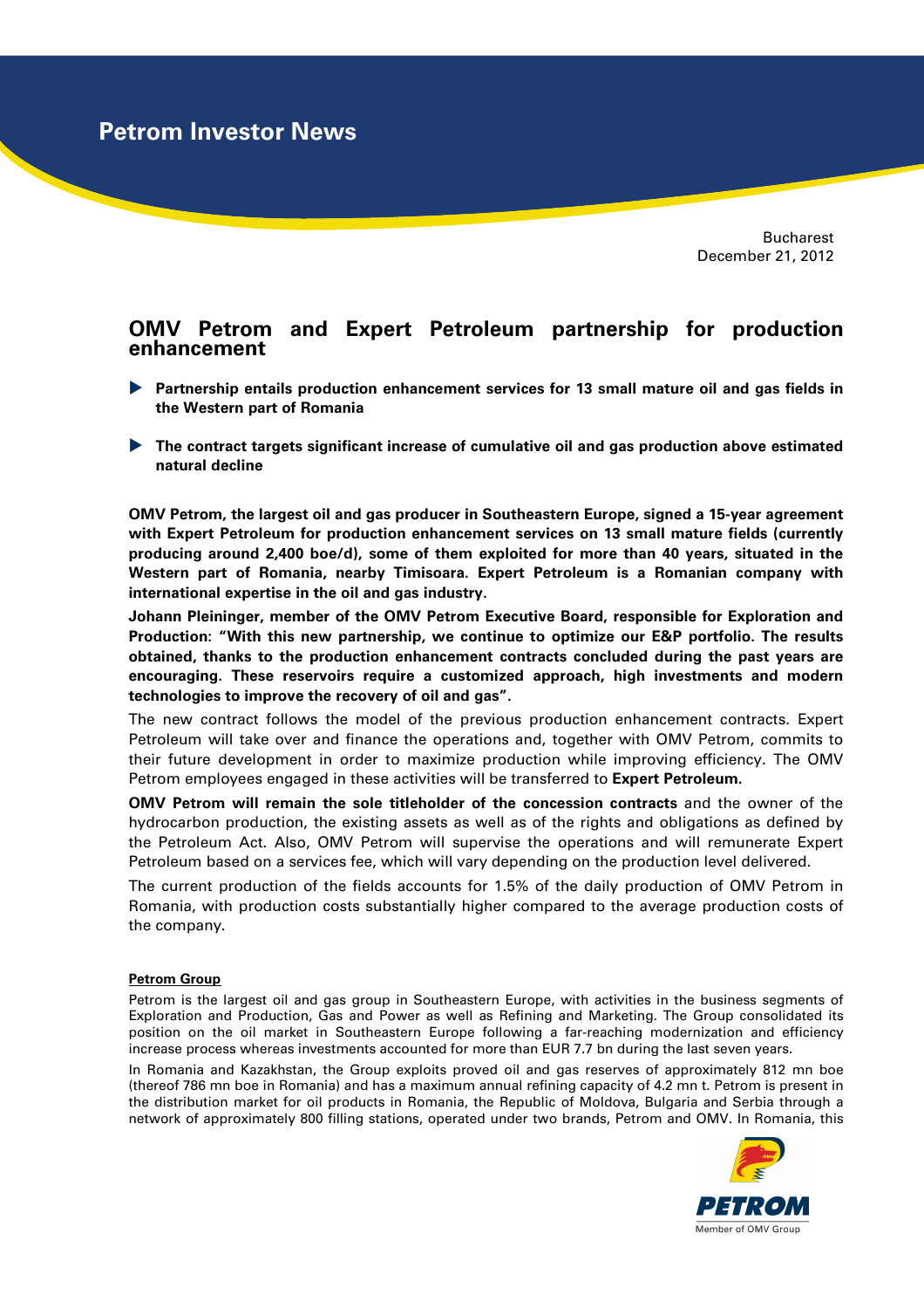# Petrom Investor News

Bucharest
December 21, 2012

## OMV Petrom and Expert Petroleum partnership for production enhancement

- **Partnership entails production enhancement services for 13 small mature oil and gas fields in the Western part of Romania**
- **The contract targets significant increase of cumulative oil and gas production above estimated natural decline**

**OMV Petrom, the largest oil and gas producer in Southeastern Europe, signed a 15-year agreement with Expert Petroleum for production enhancement services on 13 small mature fields (currently producing around 2,400 boe/d), some of them exploited for more than 40 years, situated in the Western part of Romania, nearby Timisoara. Expert Petroleum is a Romanian company with international expertise in the oil and gas industry.**

**Johann Pleininger, member of the OMV Petrom Executive Board, responsible for Exploration and Production: "With this new partnership, we continue to optimize our E&P portfolio. The results obtained, thanks to the production enhancement contracts concluded during the past years are encouraging. These reservoirs require a customized approach, high investments and modern technologies to improve the recovery of oil and gas".**

The new contract follows the model of the previous production enhancement contracts. Expert Petroleum will take over and finance the operations and, together with OMV Petrom, commits to their future development in order to maximize production while improving efficiency. The OMV Petrom employees engaged in these activities will be transferred to **Expert Petroleum.**

**OMV Petrom will remain the sole titleholder of the concession contracts** and the owner of the hydrocarbon production, the existing assets as well as of the rights and obligations as defined by the Petroleum Act. Also, OMV Petrom will supervise the operations and will remunerate Expert Petroleum based on a services fee, which will vary depending on the production level delivered.

The current production of the fields accounts for 1.5% of the daily production of OMV Petrom in Romania, with production costs substantially higher compared to the average production costs of the company.

**Petrom Group**

Petrom is the largest oil and gas group in Southeastern Europe, with activities in the business segments of Exploration and Production, Gas and Power as well as Refining and Marketing. The Group consolidated its position on the oil market in Southeastern Europe following a far-reaching modernization and efficiency increase process whereas investments accounted for more than EUR 7.7 bn during the last seven years.

In Romania and Kazakhstan, the Group exploits proved oil and gas reserves of approximately 812 mn boe (thereof 786 mn boe in Romania) and has a maximum annual refining capacity of 4.2 mn t. Petrom is present in the distribution market for oil products in Romania, the Republic of Moldova, Bulgaria and Serbia through a network of approximately 800 filling stations, operated under two brands, Petrom and OMV. In Romania, this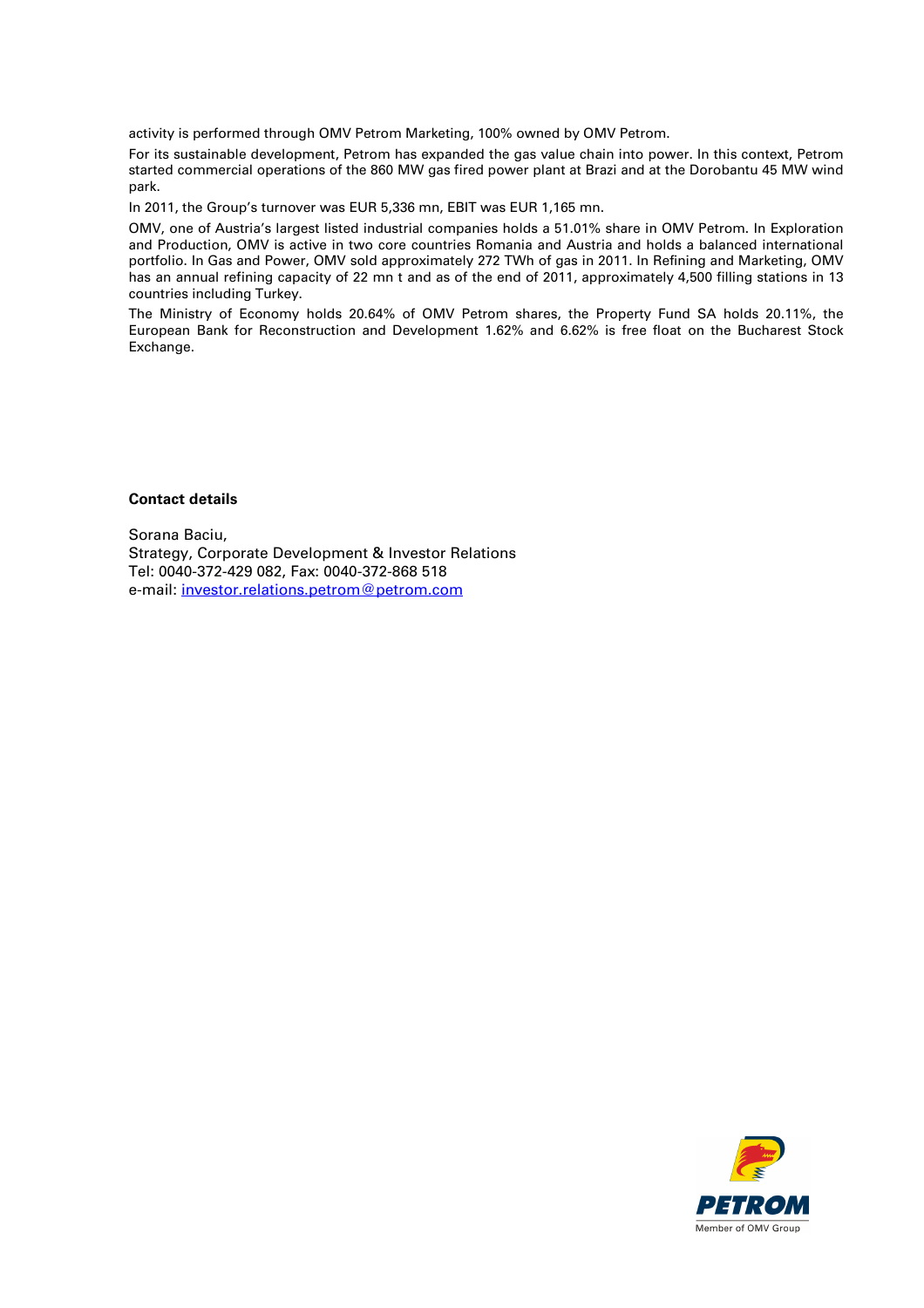activity is performed through OMV Petrom Marketing, 100% owned by OMV Petrom.

For its sustainable development, Petrom has expanded the gas value chain into power. In this context, Petrom started commercial operations of the 860 MW gas fired power plant at Brazi and at the Dorobantu 45 MW wind park.

In 2011, the Group's turnover was EUR 5,336 mn, EBIT was EUR 1,165 mn.

OMV, one of Austria's largest listed industrial companies holds a 51.01% share in OMV Petrom. In Exploration and Production, OMV is active in two core countries Romania and Austria and holds a balanced international portfolio. In Gas and Power, OMV sold approximately 272 TWh of gas in 2011. In Refining and Marketing, OMV has an annual refining capacity of 22 mn t and as of the end of 2011, approximately 4,500 filling stations in 13 countries including Turkey.

The Ministry of Economy holds 20.64% of OMV Petrom shares, the Property Fund SA holds 20.11%, the European Bank for Reconstruction and Development 1.62% and 6.62% is free float on the Bucharest Stock Exchange.

**Contact details**

Sorana Baciu,
Strategy, Corporate Development & Investor Relations
Tel: 0040-372-429 082, Fax: 0040-372-868 518
e-mail: investor.relations.petrom@petrom.com

PETROM
Member of OMV Group